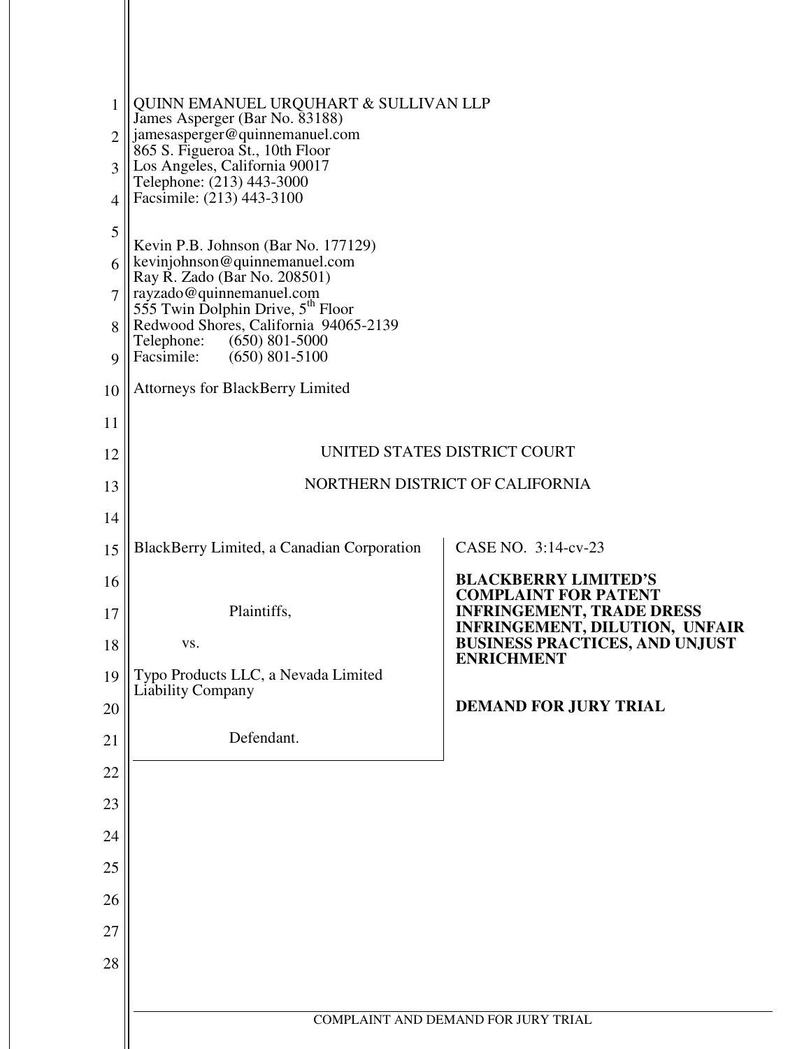QUINN EMANUEL URQUHART & SULLIVAN LLP
James Asperger (Bar No. 83188)
jamesasperger@quinnemanuel.com
865 S. Figueroa St., 10th Floor
Los Angeles, California 90017
Telephone: (213) 443-3000
Facsimile: (213) 443-3100

Kevin P.B. Johnson (Bar No. 177129)
kevinjohnson@quinnemanuel.com
Ray R. Zado (Bar No. 208501)
rayzado@quinnemanuel.com
555 Twin Dolphin Drive, 5th Floor
Redwood Shores, California 94065-2139
Telephone: (650) 801-5000
Facsimile: (650) 801-5100

Attorneys for BlackBerry Limited

UNITED STATES DISTRICT COURT

NORTHERN DISTRICT OF CALIFORNIA

| | |
|---|---|
| BlackBerry Limited, a Canadian Corporation<br><br>Plaintiffs,<br><br>vs.<br><br>Typo Products LLC, a Nevada Limited Liability Company<br><br>Defendant. | CASE NO. 3:14-cv-23<br><br>**BLACKBERRY LIMITED'S COMPLAINT FOR PATENT INFRINGEMENT, TRADE DRESS INFRINGEMENT, DILUTION, UNFAIR BUSINESS PRACTICES, AND UNJUST ENRICHMENT**<br><br>**DEMAND FOR JURY TRIAL** |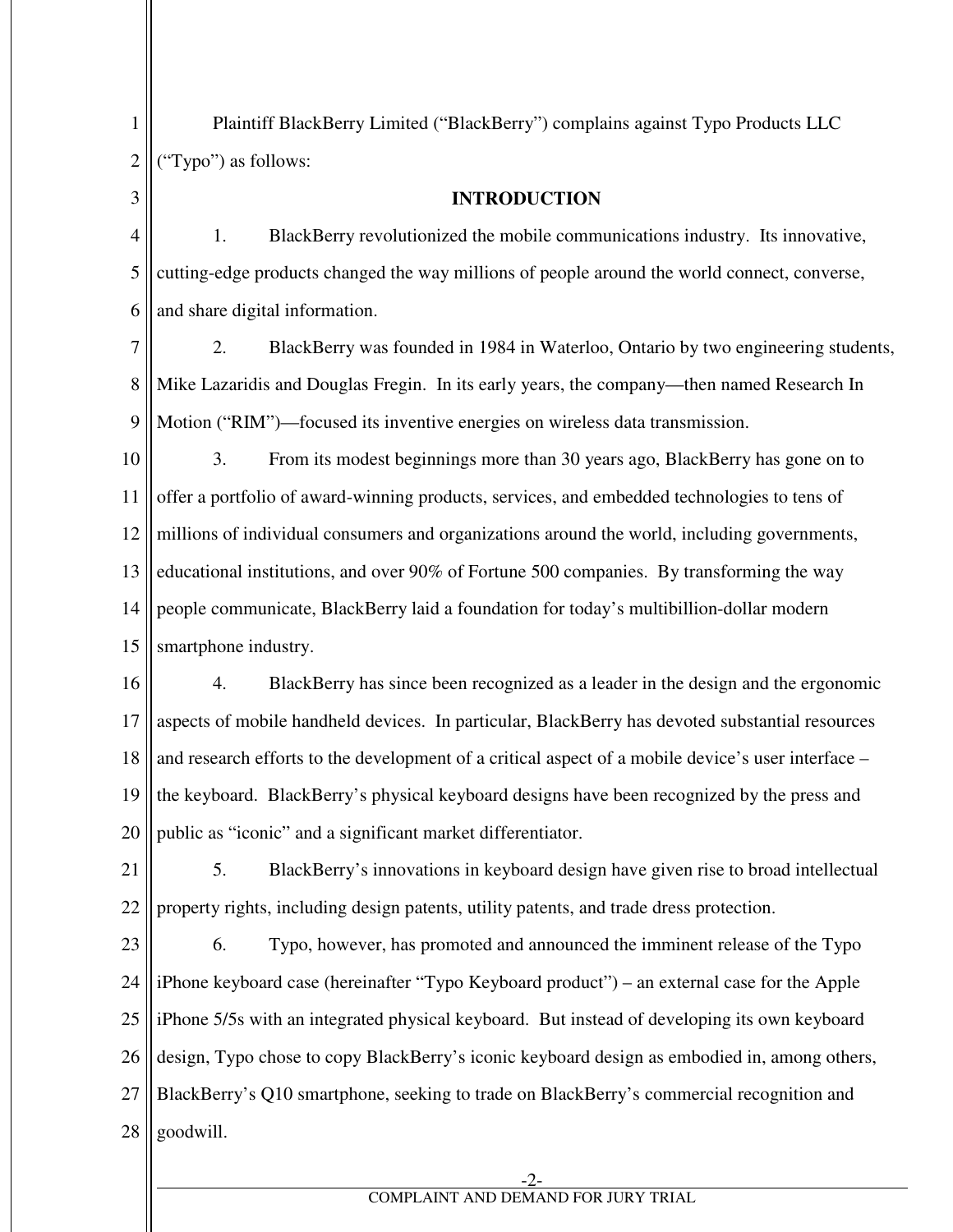Plaintiff BlackBerry Limited ("BlackBerry") complains against Typo Products LLC ("Typo") as follows:

## INTRODUCTION

1. BlackBerry revolutionized the mobile communications industry. Its innovative, cutting-edge products changed the way millions of people around the world connect, converse, and share digital information.

2. BlackBerry was founded in 1984 in Waterloo, Ontario by two engineering students, Mike Lazaridis and Douglas Fregin. In its early years, the company—then named Research In Motion ("RIM")—focused its inventive energies on wireless data transmission.

3. From its modest beginnings more than 30 years ago, BlackBerry has gone on to offer a portfolio of award-winning products, services, and embedded technologies to tens of millions of individual consumers and organizations around the world, including governments, educational institutions, and over 90% of Fortune 500 companies. By transforming the way people communicate, BlackBerry laid a foundation for today's multibillion-dollar modern smartphone industry.

4. BlackBerry has since been recognized as a leader in the design and the ergonomic aspects of mobile handheld devices. In particular, BlackBerry has devoted substantial resources and research efforts to the development of a critical aspect of a mobile device's user interface – the keyboard. BlackBerry's physical keyboard designs have been recognized by the press and public as "iconic" and a significant market differentiator.

5. BlackBerry's innovations in keyboard design have given rise to broad intellectual property rights, including design patents, utility patents, and trade dress protection.

6. Typo, however, has promoted and announced the imminent release of the Typo iPhone keyboard case (hereinafter "Typo Keyboard product") – an external case for the Apple iPhone 5/5s with an integrated physical keyboard. But instead of developing its own keyboard design, Typo chose to copy BlackBerry's iconic keyboard design as embodied in, among others, BlackBerry's Q10 smartphone, seeking to trade on BlackBerry's commercial recognition and goodwill.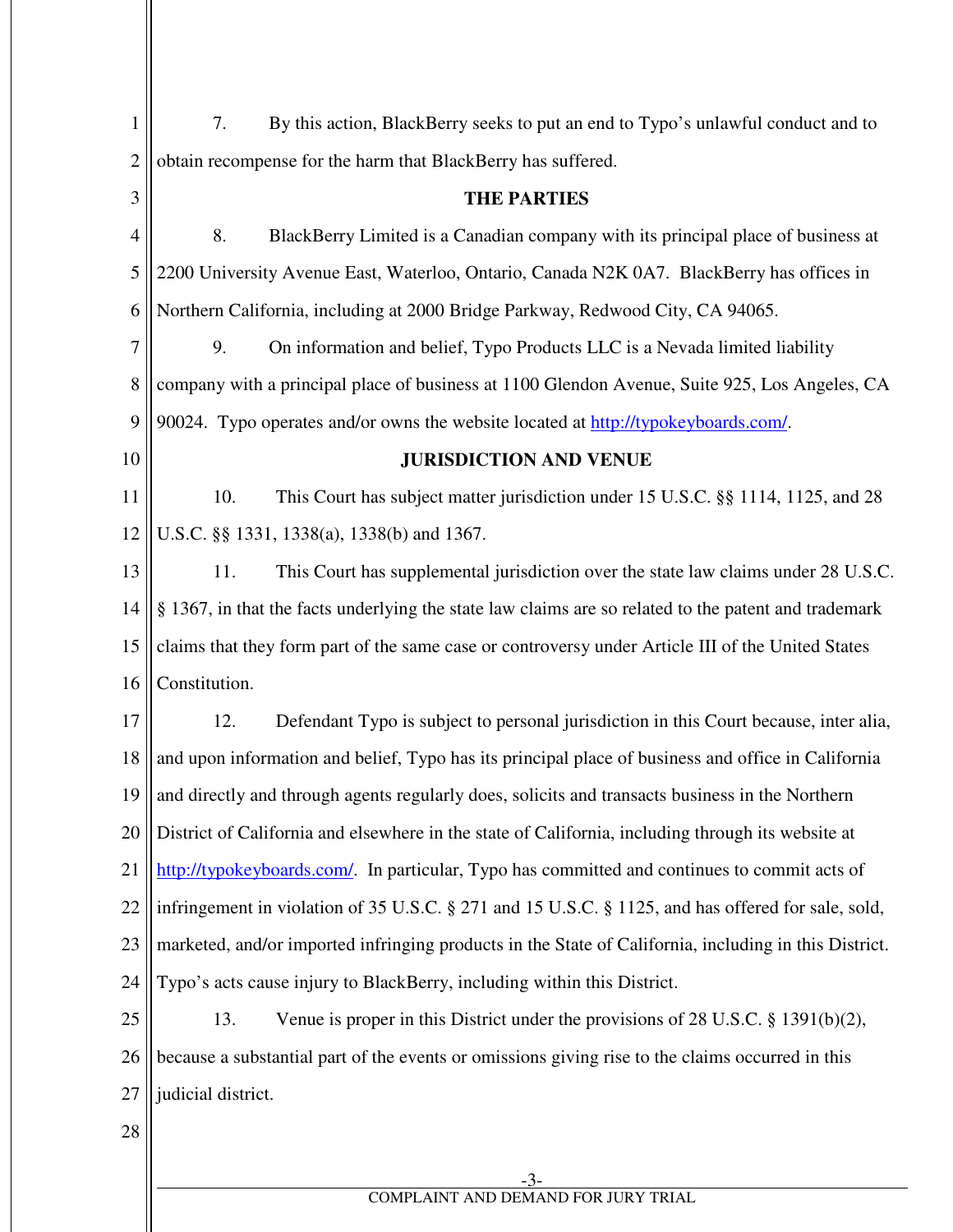7. By this action, BlackBerry seeks to put an end to Typo's unlawful conduct and to obtain recompense for the harm that BlackBerry has suffered.

## THE PARTIES

8. BlackBerry Limited is a Canadian company with its principal place of business at 2200 University Avenue East, Waterloo, Ontario, Canada N2K 0A7. BlackBerry has offices in Northern California, including at 2000 Bridge Parkway, Redwood City, CA 94065.

9. On information and belief, Typo Products LLC is a Nevada limited liability company with a principal place of business at 1100 Glendon Avenue, Suite 925, Los Angeles, CA 90024. Typo operates and/or owns the website located at http://typokeyboards.com/.

## JURISDICTION AND VENUE

10. This Court has subject matter jurisdiction under 15 U.S.C. §§ 1114, 1125, and 28 U.S.C. §§ 1331, 1338(a), 1338(b) and 1367.

11. This Court has supplemental jurisdiction over the state law claims under 28 U.S.C. § 1367, in that the facts underlying the state law claims are so related to the patent and trademark claims that they form part of the same case or controversy under Article III of the United States Constitution.

12. Defendant Typo is subject to personal jurisdiction in this Court because, inter alia, and upon information and belief, Typo has its principal place of business and office in California and directly and through agents regularly does, solicits and transacts business in the Northern District of California and elsewhere in the state of California, including through its website at http://typokeyboards.com/. In particular, Typo has committed and continues to commit acts of infringement in violation of 35 U.S.C. § 271 and 15 U.S.C. § 1125, and has offered for sale, sold, marketed, and/or imported infringing products in the State of California, including in this District. Typo's acts cause injury to BlackBerry, including within this District.

13. Venue is proper in this District under the provisions of 28 U.S.C. § 1391(b)(2), because a substantial part of the events or omissions giving rise to the claims occurred in this judicial district.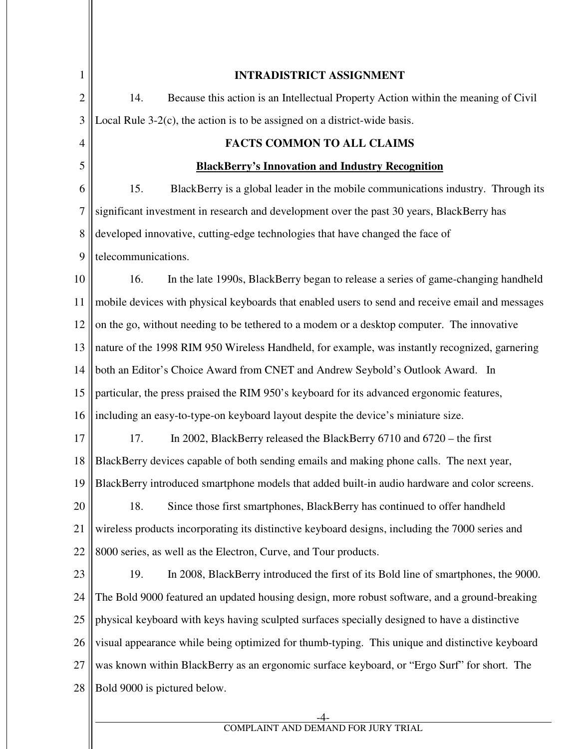## INTRADISTRICT ASSIGNMENT

14. Because this action is an Intellectual Property Action within the meaning of Civil Local Rule 3-2(c), the action is to be assigned on a district-wide basis.

## FACTS COMMON TO ALL CLAIMS

### BlackBerry's Innovation and Industry Recognition

15. BlackBerry is a global leader in the mobile communications industry. Through its significant investment in research and development over the past 30 years, BlackBerry has developed innovative, cutting-edge technologies that have changed the face of telecommunications.

16. In the late 1990s, BlackBerry began to release a series of game-changing handheld mobile devices with physical keyboards that enabled users to send and receive email and messages on the go, without needing to be tethered to a modem or a desktop computer. The innovative nature of the 1998 RIM 950 Wireless Handheld, for example, was instantly recognized, garnering both an Editor's Choice Award from CNET and Andrew Seybold's Outlook Award. In particular, the press praised the RIM 950's keyboard for its advanced ergonomic features, including an easy-to-type-on keyboard layout despite the device's miniature size.

17. In 2002, BlackBerry released the BlackBerry 6710 and 6720 – the first BlackBerry devices capable of both sending emails and making phone calls. The next year, BlackBerry introduced smartphone models that added built-in audio hardware and color screens.

18. Since those first smartphones, BlackBerry has continued to offer handheld wireless products incorporating its distinctive keyboard designs, including the 7000 series and 8000 series, as well as the Electron, Curve, and Tour products.

19. In 2008, BlackBerry introduced the first of its Bold line of smartphones, the 9000. The Bold 9000 featured an updated housing design, more robust software, and a ground-breaking physical keyboard with keys having sculpted surfaces specially designed to have a distinctive visual appearance while being optimized for thumb-typing. This unique and distinctive keyboard was known within BlackBerry as an ergonomic surface keyboard, or "Ergo Surf" for short. The Bold 9000 is pictured below.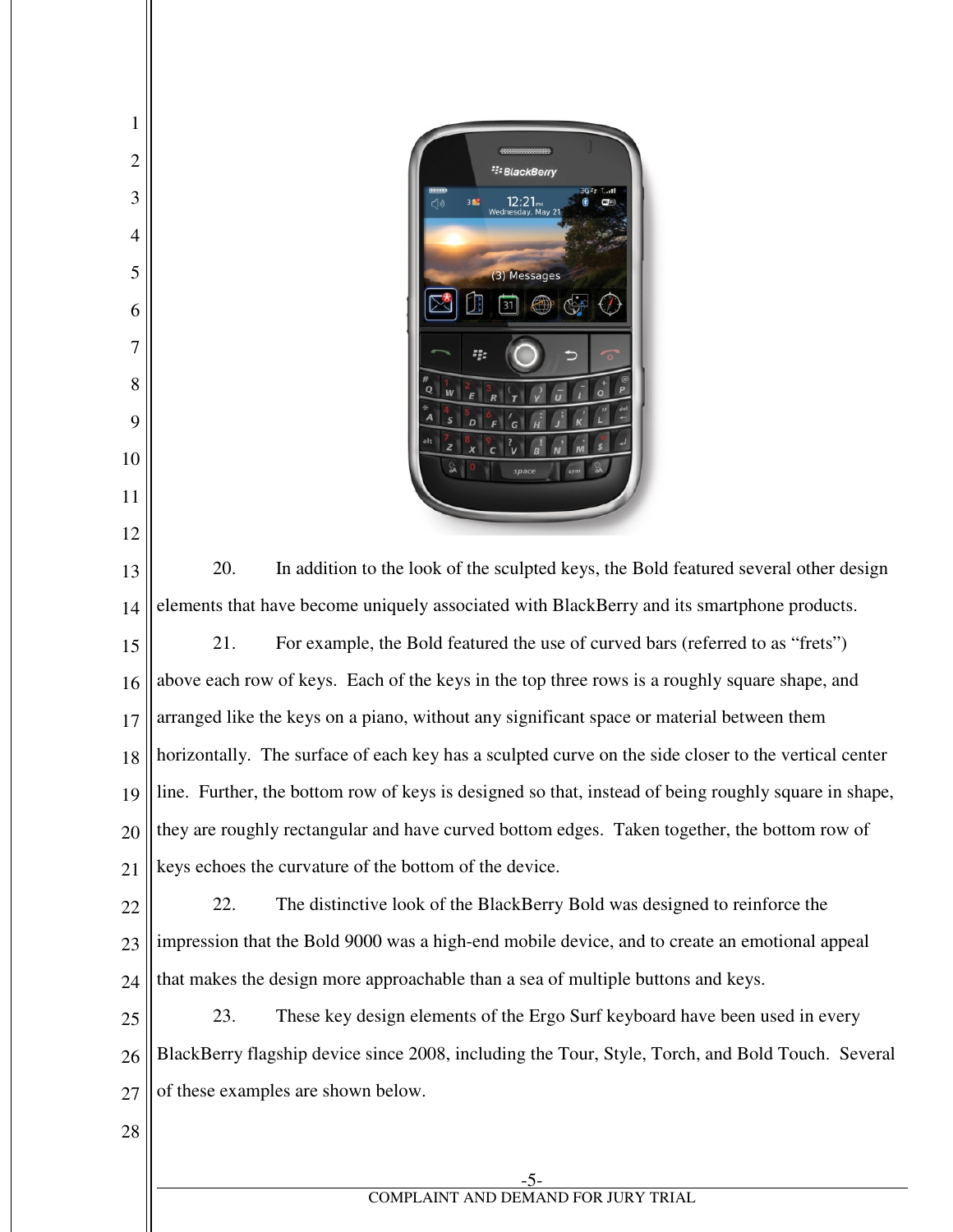20. In addition to the look of the sculpted keys, the Bold featured several other design elements that have become uniquely associated with BlackBerry and its smartphone products.

21. For example, the Bold featured the use of curved bars (referred to as "frets") above each row of keys. Each of the keys in the top three rows is a roughly square shape, and arranged like the keys on a piano, without any significant space or material between them horizontally. The surface of each key has a sculpted curve on the side closer to the vertical center line. Further, the bottom row of keys is designed so that, instead of being roughly square in shape, they are roughly rectangular and have curved bottom edges. Taken together, the bottom row of keys echoes the curvature of the bottom of the device.

22. The distinctive look of the BlackBerry Bold was designed to reinforce the impression that the Bold 9000 was a high-end mobile device, and to create an emotional appeal that makes the design more approachable than a sea of multiple buttons and keys.

23. These key design elements of the Ergo Surf keyboard have been used in every BlackBerry flagship device since 2008, including the Tour, Style, Torch, and Bold Touch. Several of these examples are shown below.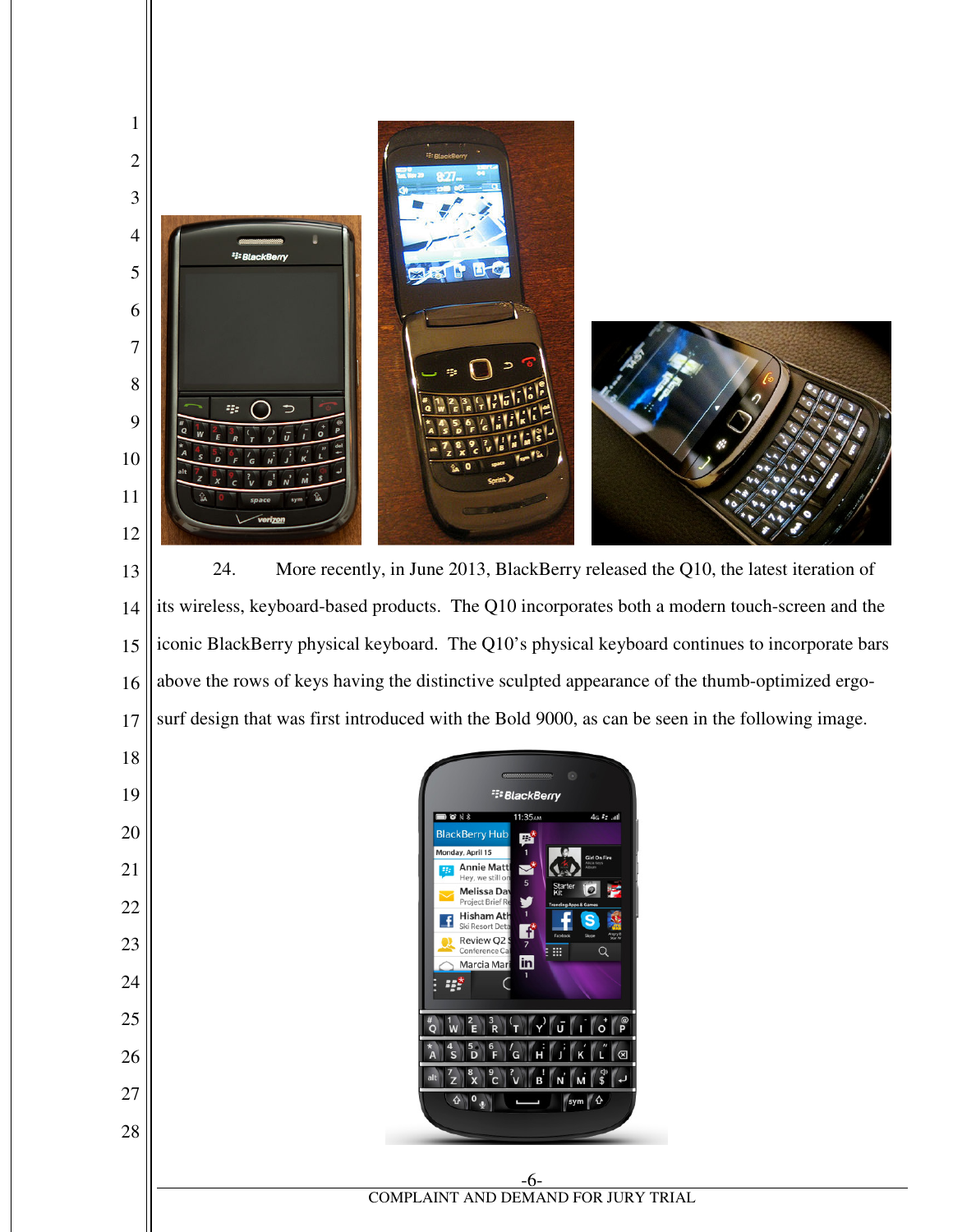24. More recently, in June 2013, BlackBerry released the Q10, the latest iteration of its wireless, keyboard-based products. The Q10 incorporates both a modern touch-screen and the iconic BlackBerry physical keyboard. The Q10's physical keyboard continues to incorporate bars above the rows of keys having the distinctive sculpted appearance of the thumb-optimized ergo-surf design that was first introduced with the Bold 9000, as can be seen in the following image.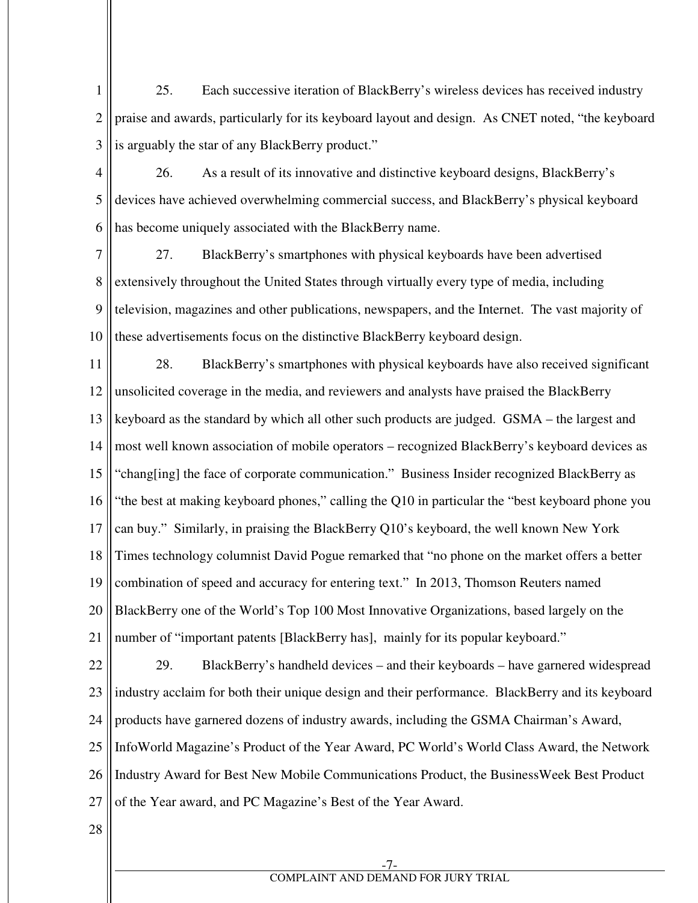25. Each successive iteration of BlackBerry's wireless devices has received industry praise and awards, particularly for its keyboard layout and design. As CNET noted, "the keyboard is arguably the star of any BlackBerry product."

26. As a result of its innovative and distinctive keyboard designs, BlackBerry's devices have achieved overwhelming commercial success, and BlackBerry's physical keyboard has become uniquely associated with the BlackBerry name.

27. BlackBerry's smartphones with physical keyboards have been advertised extensively throughout the United States through virtually every type of media, including television, magazines and other publications, newspapers, and the Internet. The vast majority of these advertisements focus on the distinctive BlackBerry keyboard design.

28. BlackBerry's smartphones with physical keyboards have also received significant unsolicited coverage in the media, and reviewers and analysts have praised the BlackBerry keyboard as the standard by which all other such products are judged. GSMA – the largest and most well known association of mobile operators – recognized BlackBerry's keyboard devices as "chang[ing] the face of corporate communication." Business Insider recognized BlackBerry as "the best at making keyboard phones," calling the Q10 in particular the "best keyboard phone you can buy." Similarly, in praising the BlackBerry Q10's keyboard, the well known New York Times technology columnist David Pogue remarked that "no phone on the market offers a better combination of speed and accuracy for entering text." In 2013, Thomson Reuters named BlackBerry one of the World's Top 100 Most Innovative Organizations, based largely on the number of "important patents [BlackBerry has], mainly for its popular keyboard."

29. BlackBerry's handheld devices – and their keyboards – have garnered widespread industry acclaim for both their unique design and their performance. BlackBerry and its keyboard products have garnered dozens of industry awards, including the GSMA Chairman's Award, InfoWorld Magazine's Product of the Year Award, PC World's World Class Award, the Network Industry Award for Best New Mobile Communications Product, the BusinessWeek Best Product of the Year award, and PC Magazine's Best of the Year Award.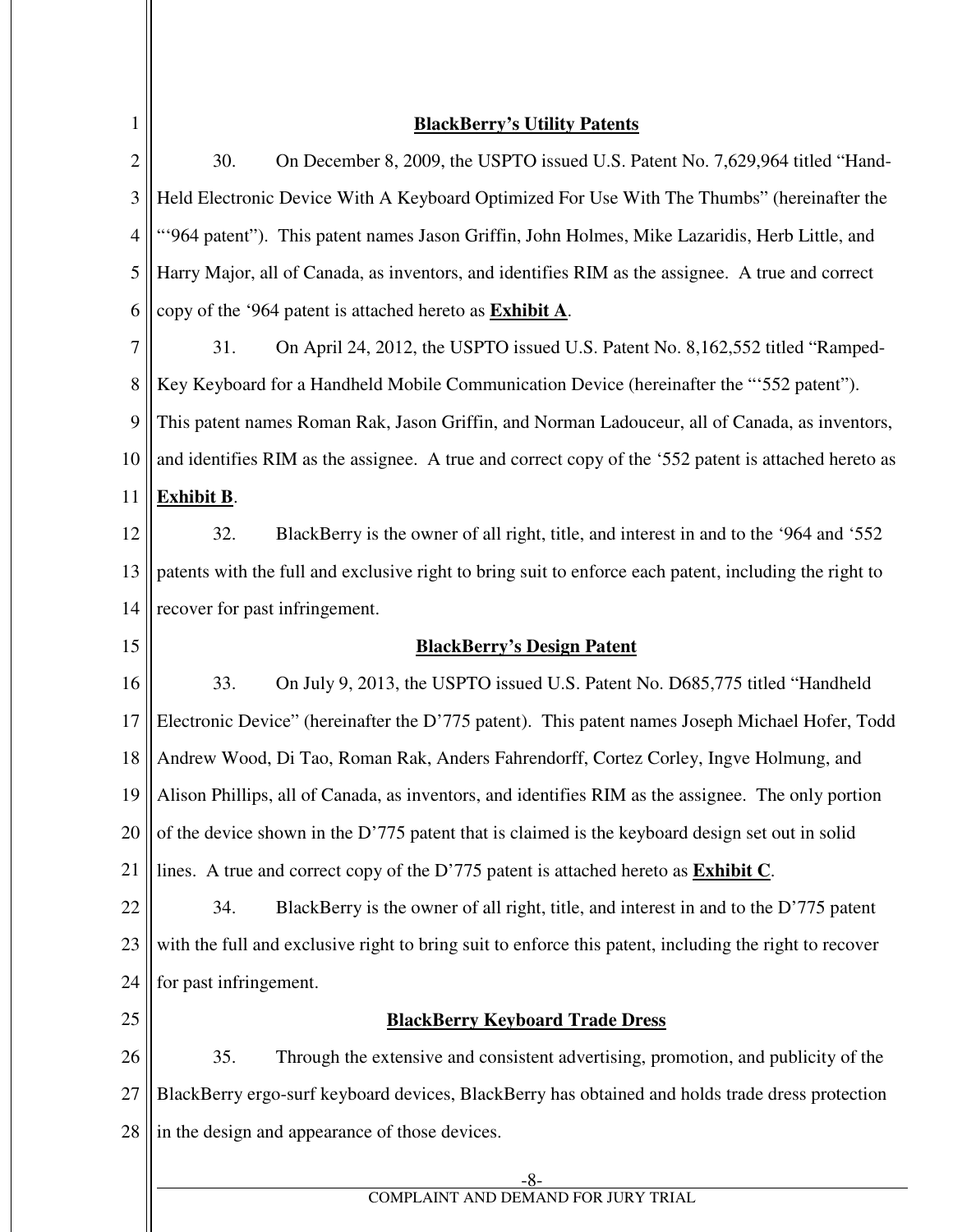**BlackBerry's Utility Patents**

30. On December 8, 2009, the USPTO issued U.S. Patent No. 7,629,964 titled "Hand-Held Electronic Device With A Keyboard Optimized For Use With The Thumbs" (hereinafter the "'964 patent"). This patent names Jason Griffin, John Holmes, Mike Lazaridis, Herb Little, and Harry Major, all of Canada, as inventors, and identifies RIM as the assignee. A true and correct copy of the '964 patent is attached hereto as **Exhibit A**.

31. On April 24, 2012, the USPTO issued U.S. Patent No. 8,162,552 titled "Ramped-Key Keyboard for a Handheld Mobile Communication Device (hereinafter the "'552 patent"). This patent names Roman Rak, Jason Griffin, and Norman Ladouceur, all of Canada, as inventors, and identifies RIM as the assignee. A true and correct copy of the '552 patent is attached hereto as **Exhibit B**.

32. BlackBerry is the owner of all right, title, and interest in and to the '964 and '552 patents with the full and exclusive right to bring suit to enforce each patent, including the right to recover for past infringement.

**BlackBerry's Design Patent**

33. On July 9, 2013, the USPTO issued U.S. Patent No. D685,775 titled "Handheld Electronic Device" (hereinafter the D'775 patent). This patent names Joseph Michael Hofer, Todd Andrew Wood, Di Tao, Roman Rak, Anders Fahrendorff, Cortez Corley, Ingve Holmung, and Alison Phillips, all of Canada, as inventors, and identifies RIM as the assignee. The only portion of the device shown in the D'775 patent that is claimed is the keyboard design set out in solid lines. A true and correct copy of the D'775 patent is attached hereto as **Exhibit C**.

34. BlackBerry is the owner of all right, title, and interest in and to the D'775 patent with the full and exclusive right to bring suit to enforce this patent, including the right to recover for past infringement.

**BlackBerry Keyboard Trade Dress**

35. Through the extensive and consistent advertising, promotion, and publicity of the BlackBerry ergo-surf keyboard devices, BlackBerry has obtained and holds trade dress protection in the design and appearance of those devices.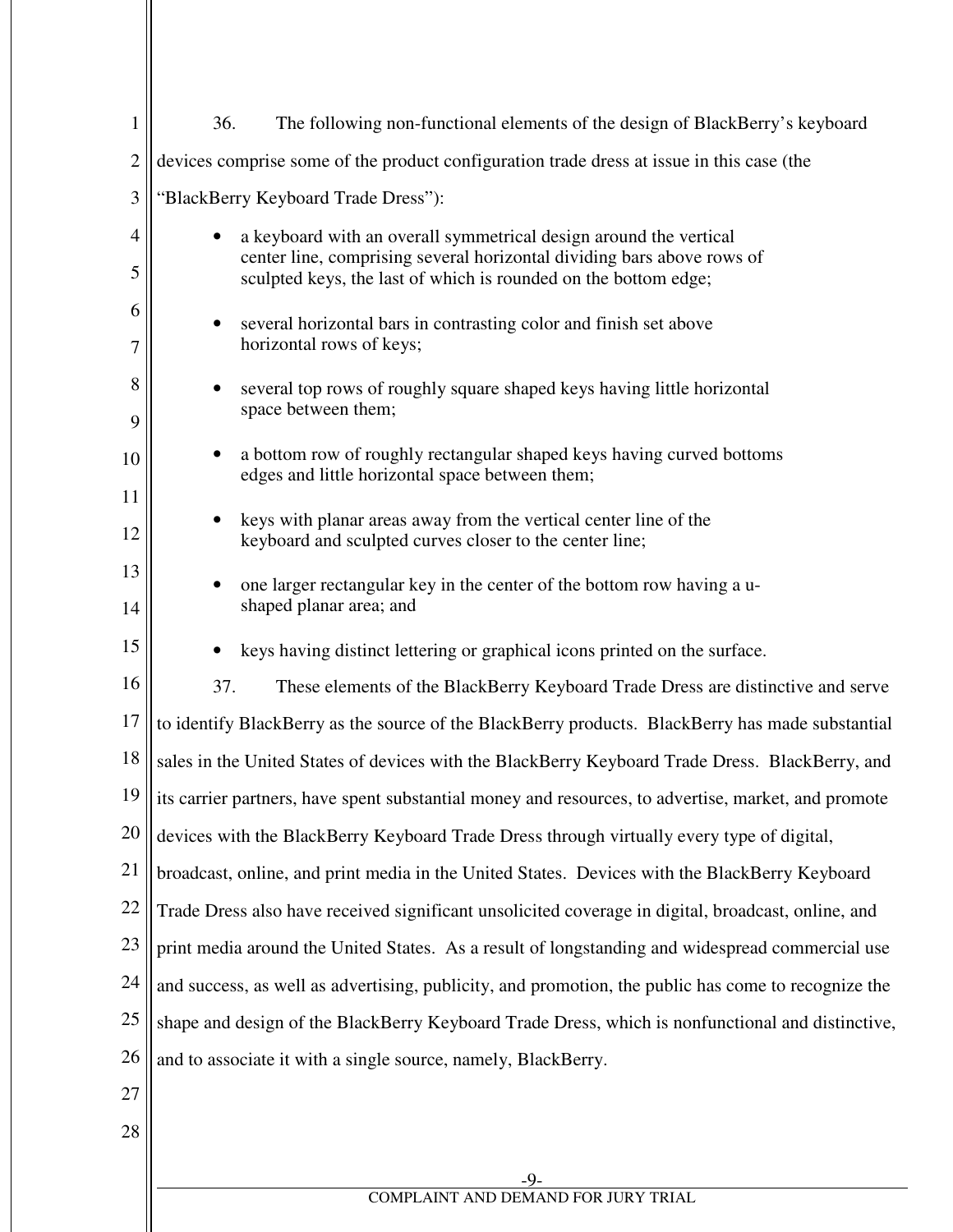36. The following non-functional elements of the design of BlackBerry's keyboard devices comprise some of the product configuration trade dress at issue in this case (the "BlackBerry Keyboard Trade Dress"):

- a keyboard with an overall symmetrical design around the vertical center line, comprising several horizontal dividing bars above rows of sculpted keys, the last of which is rounded on the bottom edge;
- several horizontal bars in contrasting color and finish set above horizontal rows of keys;
- several top rows of roughly square shaped keys having little horizontal space between them;
- a bottom row of roughly rectangular shaped keys having curved bottoms edges and little horizontal space between them;
- keys with planar areas away from the vertical center line of the keyboard and sculpted curves closer to the center line;
- one larger rectangular key in the center of the bottom row having a u-shaped planar area; and
- keys having distinct lettering or graphical icons printed on the surface.

37. These elements of the BlackBerry Keyboard Trade Dress are distinctive and serve to identify BlackBerry as the source of the BlackBerry products. BlackBerry has made substantial sales in the United States of devices with the BlackBerry Keyboard Trade Dress. BlackBerry, and its carrier partners, have spent substantial money and resources, to advertise, market, and promote devices with the BlackBerry Keyboard Trade Dress through virtually every type of digital, broadcast, online, and print media in the United States. Devices with the BlackBerry Keyboard Trade Dress also have received significant unsolicited coverage in digital, broadcast, online, and print media around the United States. As a result of longstanding and widespread commercial use and success, as well as advertising, publicity, and promotion, the public has come to recognize the shape and design of the BlackBerry Keyboard Trade Dress, which is nonfunctional and distinctive, and to associate it with a single source, namely, BlackBerry.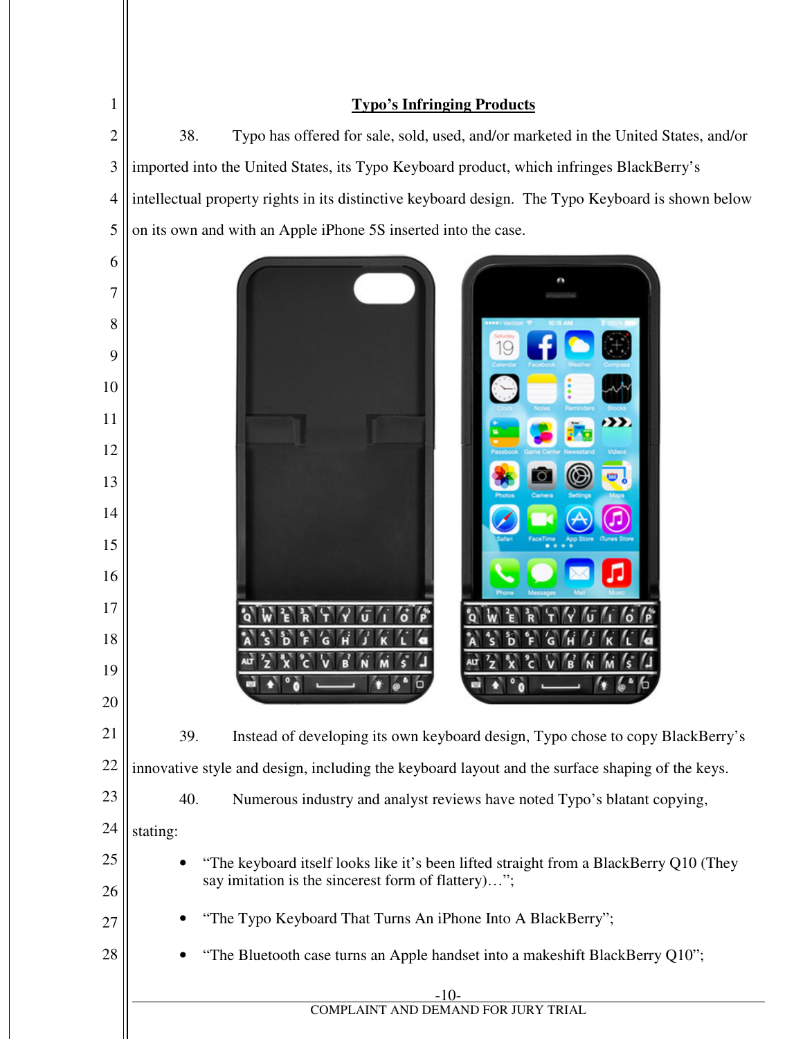## Typo's Infringing Products

38. Typo has offered for sale, sold, used, and/or marketed in the United States, and/or imported into the United States, its Typo Keyboard product, which infringes BlackBerry's intellectual property rights in its distinctive keyboard design. The Typo Keyboard is shown below on its own and with an Apple iPhone 5S inserted into the case.

39. Instead of developing its own keyboard design, Typo chose to copy BlackBerry's innovative style and design, including the keyboard layout and the surface shaping of the keys.

40. Numerous industry and analyst reviews have noted Typo's blatant copying, stating:

- "The keyboard itself looks like it's been lifted straight from a BlackBerry Q10 (They say imitation is the sincerest form of flattery)…";
- "The Typo Keyboard That Turns An iPhone Into A BlackBerry";
- "The Bluetooth case turns an Apple handset into a makeshift BlackBerry Q10";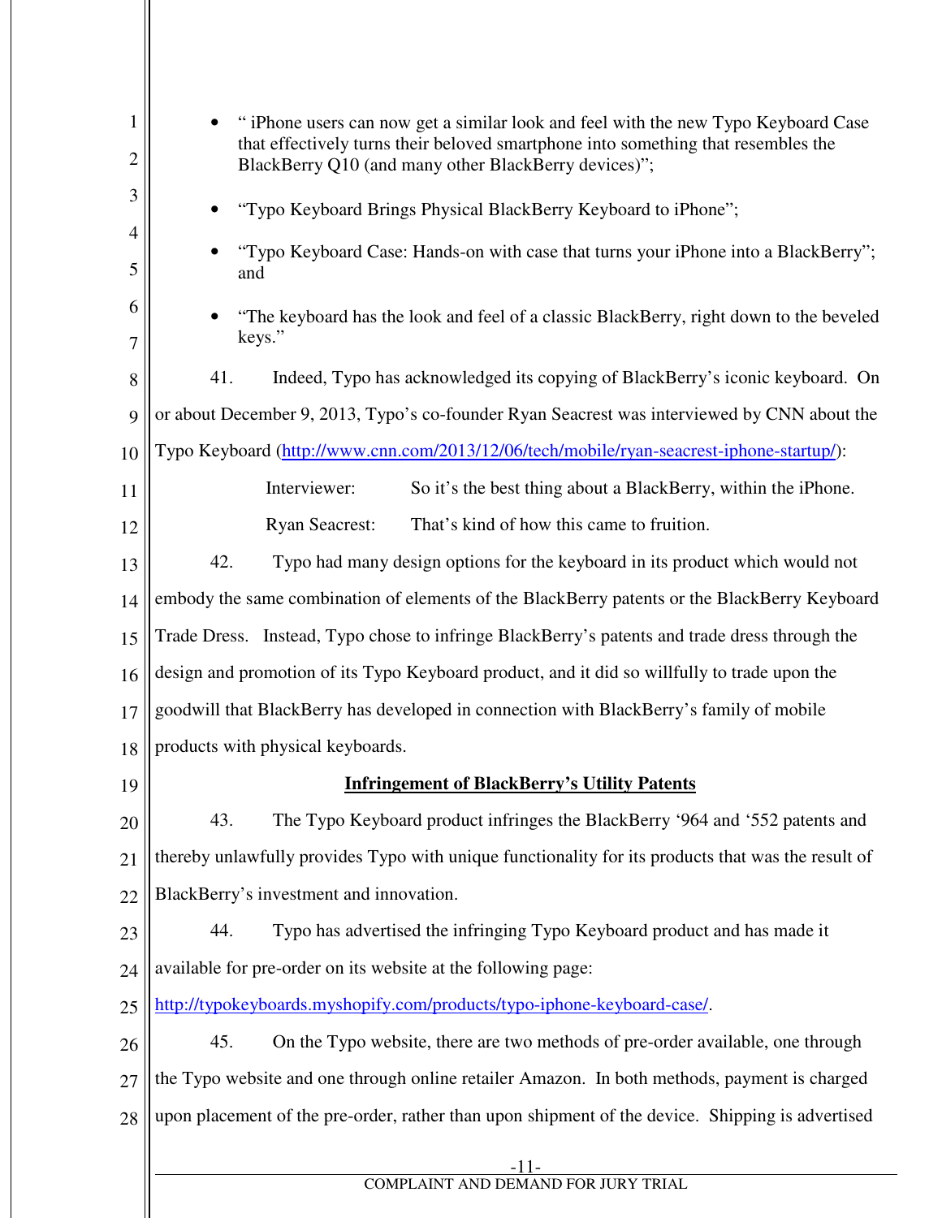- " iPhone users can now get a similar look and feel with the new Typo Keyboard Case that effectively turns their beloved smartphone into something that resembles the BlackBerry Q10 (and many other BlackBerry devices)";

- "Typo Keyboard Brings Physical BlackBerry Keyboard to iPhone";

- "Typo Keyboard Case: Hands-on with case that turns your iPhone into a BlackBerry"; and

- "The keyboard has the look and feel of a classic BlackBerry, right down to the beveled keys."

41. Indeed, Typo has acknowledged its copying of BlackBerry's iconic keyboard. On or about December 9, 2013, Typo's co-founder Ryan Seacrest was interviewed by CNN about the Typo Keyboard (http://www.cnn.com/2013/12/06/tech/mobile/ryan-seacrest-iphone-startup/):

> Interviewer: So it's the best thing about a BlackBerry, within the iPhone.
>
> Ryan Seacrest: That's kind of how this came to fruition.

42. Typo had many design options for the keyboard in its product which would not embody the same combination of elements of the BlackBerry patents or the BlackBerry Keyboard Trade Dress. Instead, Typo chose to infringe BlackBerry's patents and trade dress through the design and promotion of its Typo Keyboard product, and it did so willfully to trade upon the goodwill that BlackBerry has developed in connection with BlackBerry's family of mobile products with physical keyboards.

**Infringement of BlackBerry's Utility Patents**

43. The Typo Keyboard product infringes the BlackBerry '964 and '552 patents and thereby unlawfully provides Typo with unique functionality for its products that was the result of BlackBerry's investment and innovation.

44. Typo has advertised the infringing Typo Keyboard product and has made it available for pre-order on its website at the following page: http://typokeyboards.myshopify.com/products/typo-iphone-keyboard-case/.

45. On the Typo website, there are two methods of pre-order available, one through the Typo website and one through online retailer Amazon. In both methods, payment is charged upon placement of the pre-order, rather than upon shipment of the device. Shipping is advertised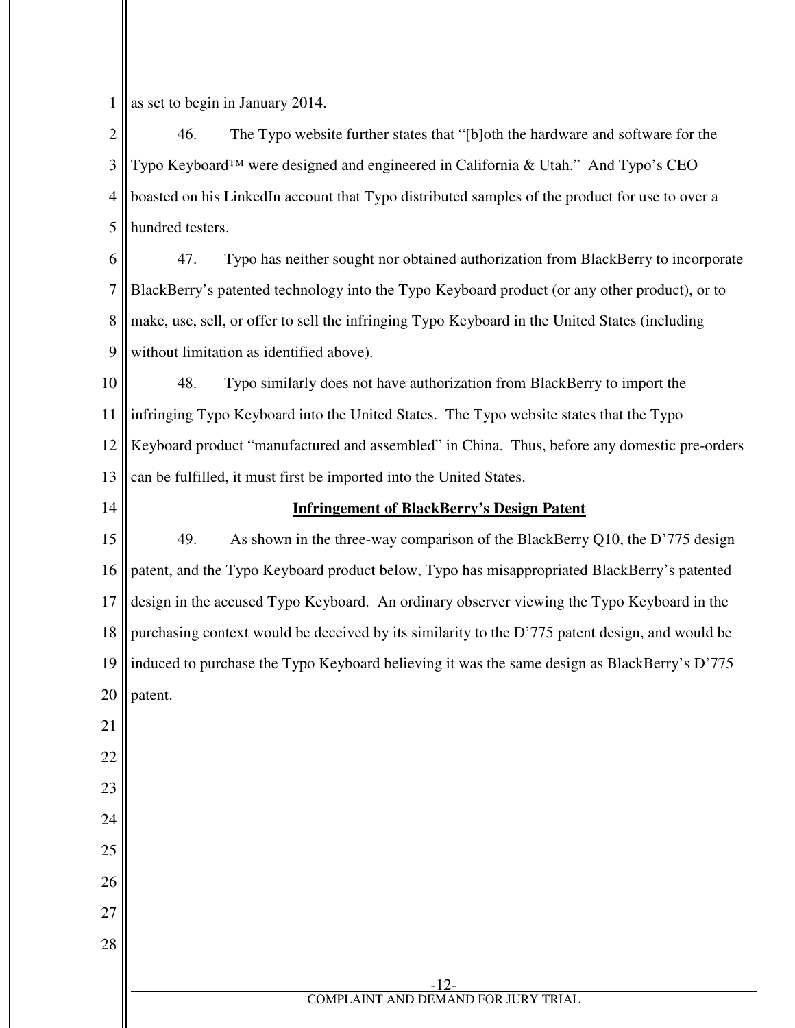as set to begin in January 2014.

46. The Typo website further states that "[b]oth the hardware and software for the Typo Keyboard™ were designed and engineered in California & Utah." And Typo's CEO boasted on his LinkedIn account that Typo distributed samples of the product for use to over a hundred testers.

47. Typo has neither sought nor obtained authorization from BlackBerry to incorporate BlackBerry's patented technology into the Typo Keyboard product (or any other product), or to make, use, sell, or offer to sell the infringing Typo Keyboard in the United States (including without limitation as identified above).

48. Typo similarly does not have authorization from BlackBerry to import the infringing Typo Keyboard into the United States. The Typo website states that the Typo Keyboard product "manufactured and assembled" in China. Thus, before any domestic pre-orders can be fulfilled, it must first be imported into the United States.

## Infringement of BlackBerry's Design Patent

49. As shown in the three-way comparison of the BlackBerry Q10, the D'775 design patent, and the Typo Keyboard product below, Typo has misappropriated BlackBerry's patented design in the accused Typo Keyboard. An ordinary observer viewing the Typo Keyboard in the purchasing context would be deceived by its similarity to the D'775 patent design, and would be induced to purchase the Typo Keyboard believing it was the same design as BlackBerry's D'775 patent.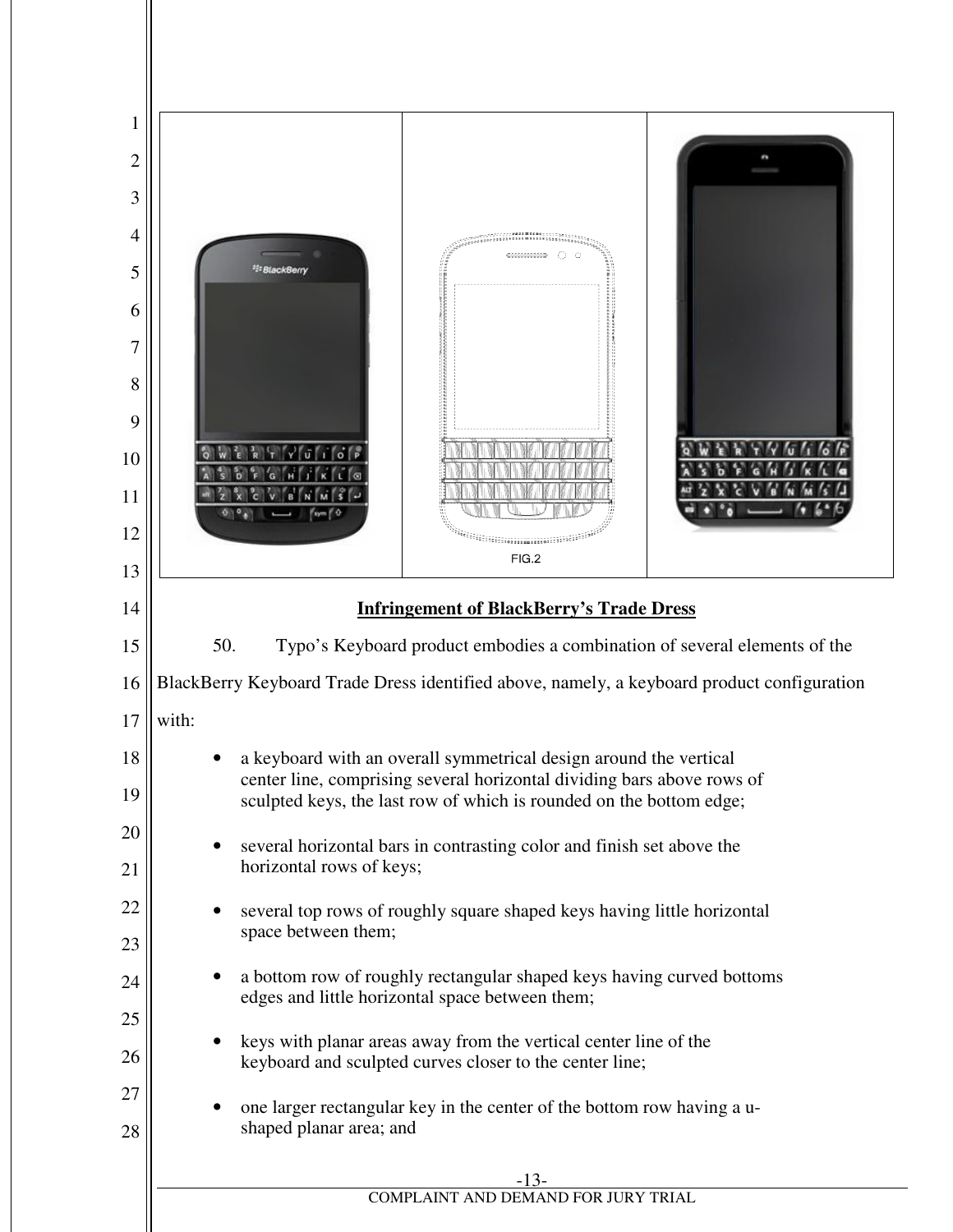FIG.2

## Infringement of BlackBerry's Trade Dress

50. Typo's Keyboard product embodies a combination of several elements of the BlackBerry Keyboard Trade Dress identified above, namely, a keyboard product configuration with:

- a keyboard with an overall symmetrical design around the vertical center line, comprising several horizontal dividing bars above rows of sculpted keys, the last row of which is rounded on the bottom edge;
- several horizontal bars in contrasting color and finish set above the horizontal rows of keys;
- several top rows of roughly square shaped keys having little horizontal space between them;
- a bottom row of roughly rectangular shaped keys having curved bottoms edges and little horizontal space between them;
- keys with planar areas away from the vertical center line of the keyboard and sculpted curves closer to the center line;
- one larger rectangular key in the center of the bottom row having a u-shaped planar area; and

COMPLAINT AND DEMAND FOR JURY TRIAL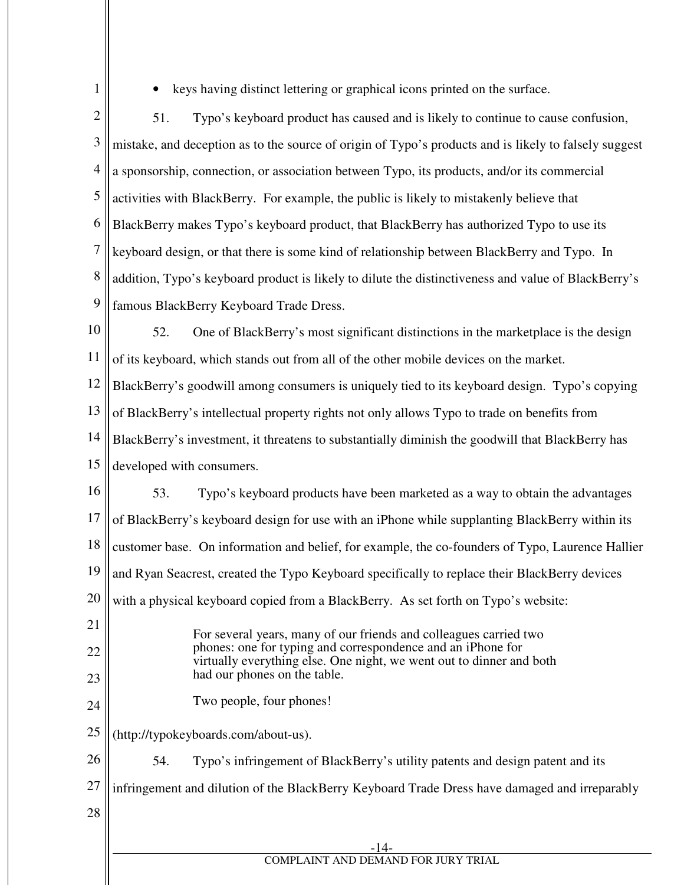- keys having distinct lettering or graphical icons printed on the surface.

51. Typo's keyboard product has caused and is likely to continue to cause confusion, mistake, and deception as to the source of origin of Typo's products and is likely to falsely suggest a sponsorship, connection, or association between Typo, its products, and/or its commercial activities with BlackBerry. For example, the public is likely to mistakenly believe that BlackBerry makes Typo's keyboard product, that BlackBerry has authorized Typo to use its keyboard design, or that there is some kind of relationship between BlackBerry and Typo. In addition, Typo's keyboard product is likely to dilute the distinctiveness and value of BlackBerry's famous BlackBerry Keyboard Trade Dress.

52. One of BlackBerry's most significant distinctions in the marketplace is the design of its keyboard, which stands out from all of the other mobile devices on the market. BlackBerry's goodwill among consumers is uniquely tied to its keyboard design. Typo's copying of BlackBerry's intellectual property rights not only allows Typo to trade on benefits from BlackBerry's investment, it threatens to substantially diminish the goodwill that BlackBerry has developed with consumers.

53. Typo's keyboard products have been marketed as a way to obtain the advantages of BlackBerry's keyboard design for use with an iPhone while supplanting BlackBerry within its customer base. On information and belief, for example, the co-founders of Typo, Laurence Hallier and Ryan Seacrest, created the Typo Keyboard specifically to replace their BlackBerry devices with a physical keyboard copied from a BlackBerry. As set forth on Typo's website:

> For several years, many of our friends and colleagues carried two phones: one for typing and correspondence and an iPhone for virtually everything else. One night, we went out to dinner and both had our phones on the table.
>
> Two people, four phones!

(http://typokeyboards.com/about-us).

54. Typo's infringement of BlackBerry's utility patents and design patent and its infringement and dilution of the BlackBerry Keyboard Trade Dress have damaged and irreparably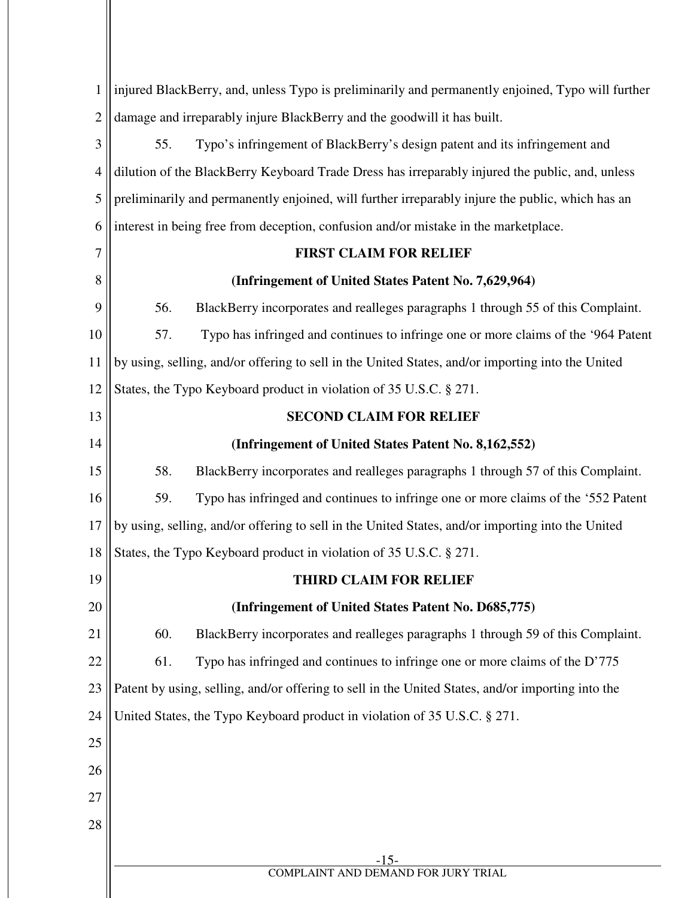injured BlackBerry, and, unless Typo is preliminarily and permanently enjoined, Typo will further damage and irreparably injure BlackBerry and the goodwill it has built.

55. Typo's infringement of BlackBerry's design patent and its infringement and dilution of the BlackBerry Keyboard Trade Dress has irreparably injured the public, and, unless preliminarily and permanently enjoined, will further irreparably injure the public, which has an interest in being free from deception, confusion and/or mistake in the marketplace.

**FIRST CLAIM FOR RELIEF**

**(Infringement of United States Patent No. 7,629,964)**

56. BlackBerry incorporates and realleges paragraphs 1 through 55 of this Complaint.

57. Typo has infringed and continues to infringe one or more claims of the '964 Patent by using, selling, and/or offering to sell in the United States, and/or importing into the United States, the Typo Keyboard product in violation of 35 U.S.C. § 271.

**SECOND CLAIM FOR RELIEF**

**(Infringement of United States Patent No. 8,162,552)**

58. BlackBerry incorporates and realleges paragraphs 1 through 57 of this Complaint.

59. Typo has infringed and continues to infringe one or more claims of the '552 Patent by using, selling, and/or offering to sell in the United States, and/or importing into the United States, the Typo Keyboard product in violation of 35 U.S.C. § 271.

**THIRD CLAIM FOR RELIEF**

**(Infringement of United States Patent No. D685,775)**

60. BlackBerry incorporates and realleges paragraphs 1 through 59 of this Complaint.

61. Typo has infringed and continues to infringe one or more claims of the D'775 Patent by using, selling, and/or offering to sell in the United States, and/or importing into the United States, the Typo Keyboard product in violation of 35 U.S.C. § 271.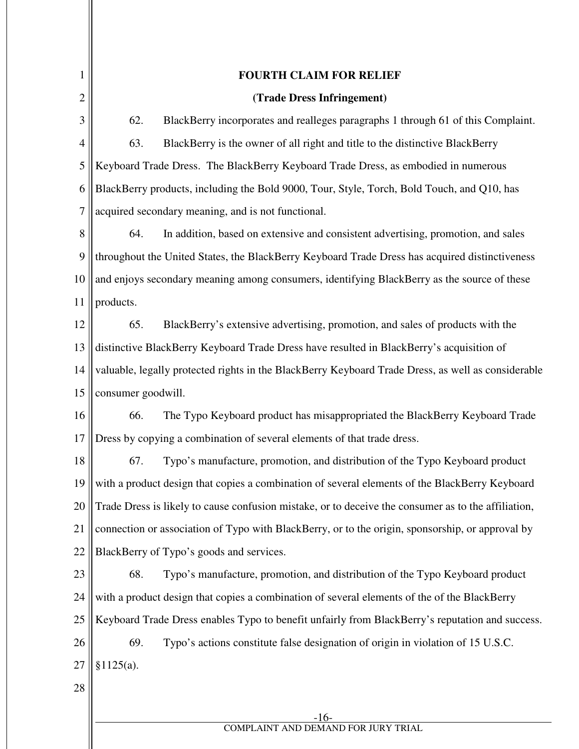**FOURTH CLAIM FOR RELIEF**

**(Trade Dress Infringement)**

62. BlackBerry incorporates and realleges paragraphs 1 through 61 of this Complaint.

63. BlackBerry is the owner of all right and title to the distinctive BlackBerry Keyboard Trade Dress. The BlackBerry Keyboard Trade Dress, as embodied in numerous BlackBerry products, including the Bold 9000, Tour, Style, Torch, Bold Touch, and Q10, has acquired secondary meaning, and is not functional.

64. In addition, based on extensive and consistent advertising, promotion, and sales throughout the United States, the BlackBerry Keyboard Trade Dress has acquired distinctiveness and enjoys secondary meaning among consumers, identifying BlackBerry as the source of these products.

65. BlackBerry's extensive advertising, promotion, and sales of products with the distinctive BlackBerry Keyboard Trade Dress have resulted in BlackBerry's acquisition of valuable, legally protected rights in the BlackBerry Keyboard Trade Dress, as well as considerable consumer goodwill.

66. The Typo Keyboard product has misappropriated the BlackBerry Keyboard Trade Dress by copying a combination of several elements of that trade dress.

67. Typo's manufacture, promotion, and distribution of the Typo Keyboard product with a product design that copies a combination of several elements of the BlackBerry Keyboard Trade Dress is likely to cause confusion mistake, or to deceive the consumer as to the affiliation, connection or association of Typo with BlackBerry, or to the origin, sponsorship, or approval by BlackBerry of Typo's goods and services.

68. Typo's manufacture, promotion, and distribution of the Typo Keyboard product with a product design that copies a combination of several elements of the of the BlackBerry Keyboard Trade Dress enables Typo to benefit unfairly from BlackBerry's reputation and success.

69. Typo's actions constitute false designation of origin in violation of 15 U.S.C. §1125(a).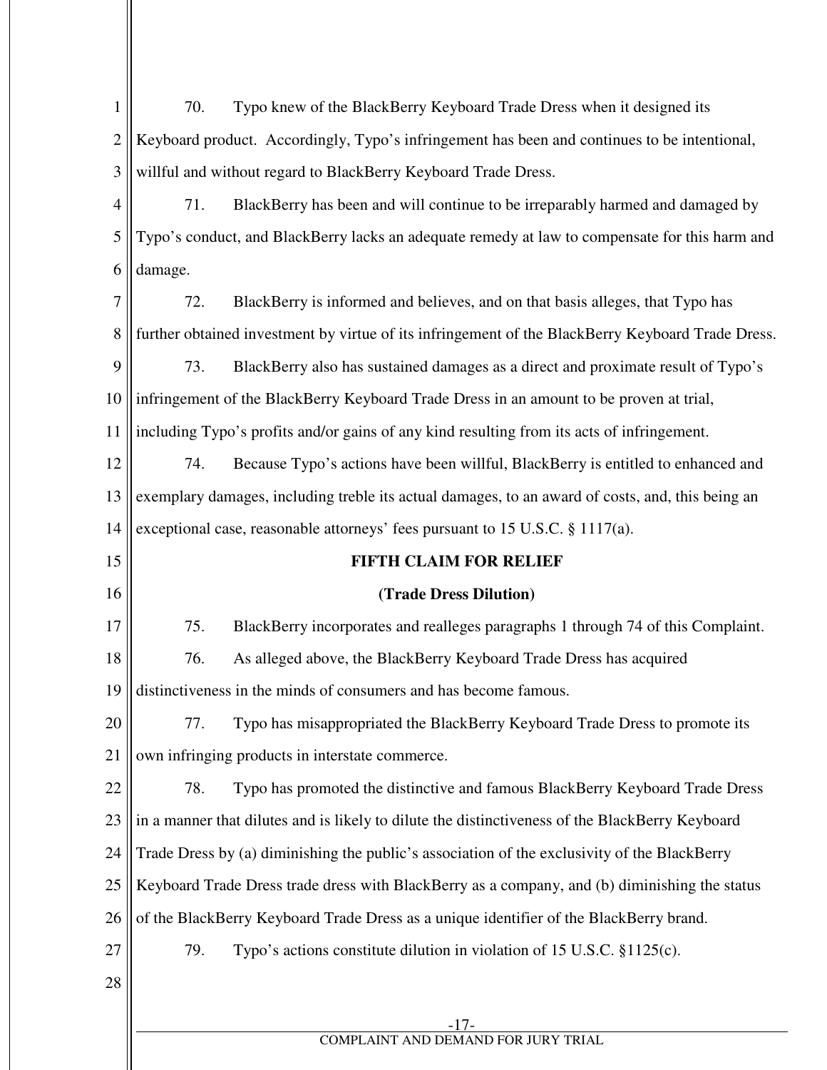70. Typo knew of the BlackBerry Keyboard Trade Dress when it designed its Keyboard product. Accordingly, Typo's infringement has been and continues to be intentional, willful and without regard to BlackBerry Keyboard Trade Dress.

71. BlackBerry has been and will continue to be irreparably harmed and damaged by Typo's conduct, and BlackBerry lacks an adequate remedy at law to compensate for this harm and damage.

72. BlackBerry is informed and believes, and on that basis alleges, that Typo has further obtained investment by virtue of its infringement of the BlackBerry Keyboard Trade Dress.

73. BlackBerry also has sustained damages as a direct and proximate result of Typo's infringement of the BlackBerry Keyboard Trade Dress in an amount to be proven at trial, including Typo's profits and/or gains of any kind resulting from its acts of infringement.

74. Because Typo's actions have been willful, BlackBerry is entitled to enhanced and exemplary damages, including treble its actual damages, to an award of costs, and, this being an exceptional case, reasonable attorneys' fees pursuant to 15 U.S.C. § 1117(a).

**FIFTH CLAIM FOR RELIEF**

**(Trade Dress Dilution)**

75. BlackBerry incorporates and realleges paragraphs 1 through 74 of this Complaint.

76. As alleged above, the BlackBerry Keyboard Trade Dress has acquired distinctiveness in the minds of consumers and has become famous.

77. Typo has misappropriated the BlackBerry Keyboard Trade Dress to promote its own infringing products in interstate commerce.

78. Typo has promoted the distinctive and famous BlackBerry Keyboard Trade Dress in a manner that dilutes and is likely to dilute the distinctiveness of the BlackBerry Keyboard Trade Dress by (a) diminishing the public's association of the exclusivity of the BlackBerry Keyboard Trade Dress trade dress with BlackBerry as a company, and (b) diminishing the status of the BlackBerry Keyboard Trade Dress as a unique identifier of the BlackBerry brand.

79. Typo's actions constitute dilution in violation of 15 U.S.C. §1125(c).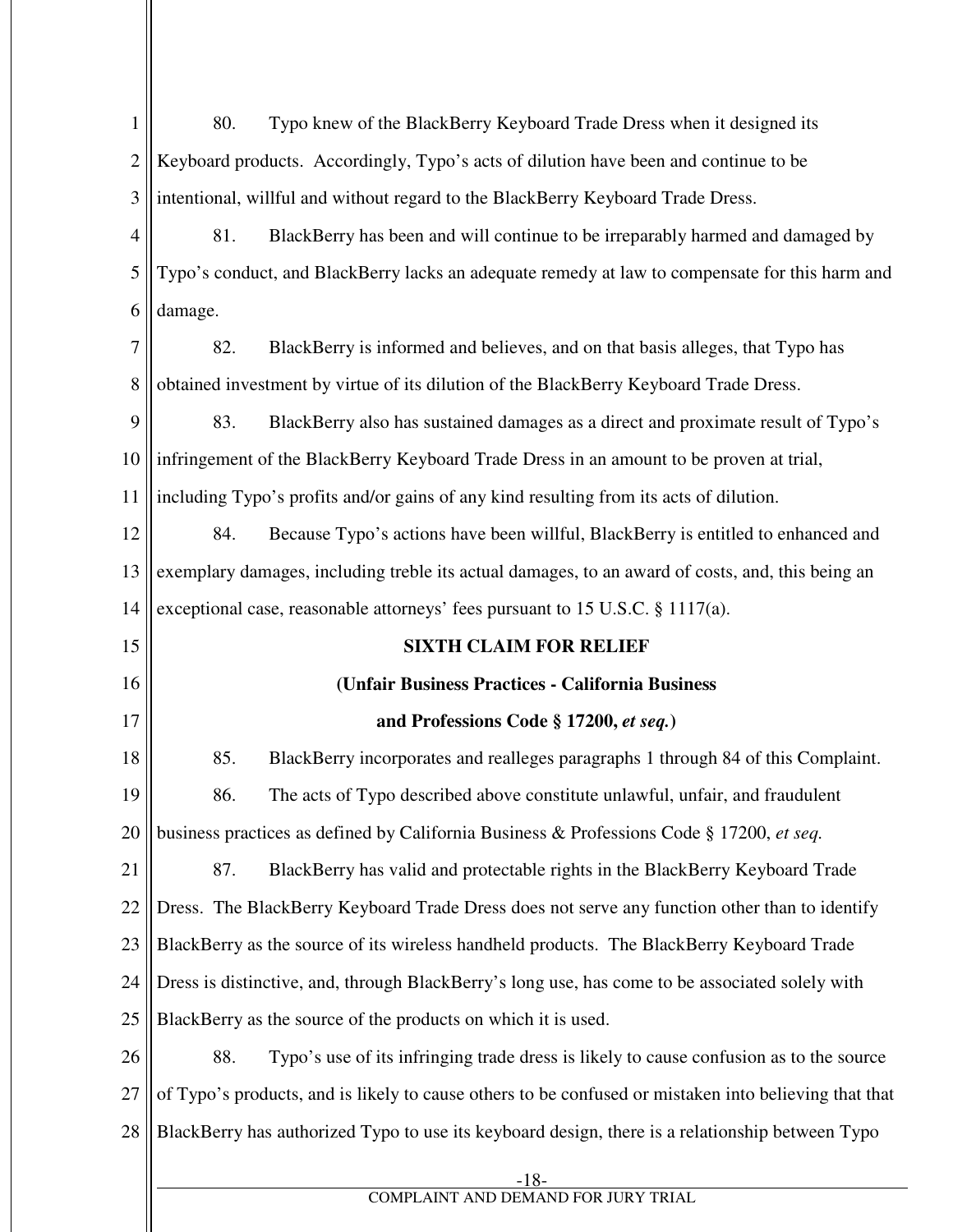80. Typo knew of the BlackBerry Keyboard Trade Dress when it designed its Keyboard products. Accordingly, Typo's acts of dilution have been and continue to be intentional, willful and without regard to the BlackBerry Keyboard Trade Dress.

81. BlackBerry has been and will continue to be irreparably harmed and damaged by Typo's conduct, and BlackBerry lacks an adequate remedy at law to compensate for this harm and damage.

82. BlackBerry is informed and believes, and on that basis alleges, that Typo has obtained investment by virtue of its dilution of the BlackBerry Keyboard Trade Dress.

83. BlackBerry also has sustained damages as a direct and proximate result of Typo's infringement of the BlackBerry Keyboard Trade Dress in an amount to be proven at trial, including Typo's profits and/or gains of any kind resulting from its acts of dilution.

84. Because Typo's actions have been willful, BlackBerry is entitled to enhanced and exemplary damages, including treble its actual damages, to an award of costs, and, this being an exceptional case, reasonable attorneys' fees pursuant to 15 U.S.C. § 1117(a).

**SIXTH CLAIM FOR RELIEF**

**(Unfair Business Practices - California Business and Professions Code § 17200, *et seq.*)**

85. BlackBerry incorporates and realleges paragraphs 1 through 84 of this Complaint.

86. The acts of Typo described above constitute unlawful, unfair, and fraudulent business practices as defined by California Business & Professions Code § 17200, *et seq.*

87. BlackBerry has valid and protectable rights in the BlackBerry Keyboard Trade Dress. The BlackBerry Keyboard Trade Dress does not serve any function other than to identify BlackBerry as the source of its wireless handheld products. The BlackBerry Keyboard Trade Dress is distinctive, and, through BlackBerry's long use, has come to be associated solely with BlackBerry as the source of the products on which it is used.

88. Typo's use of its infringing trade dress is likely to cause confusion as to the source of Typo's products, and is likely to cause others to be confused or mistaken into believing that that BlackBerry has authorized Typo to use its keyboard design, there is a relationship between Typo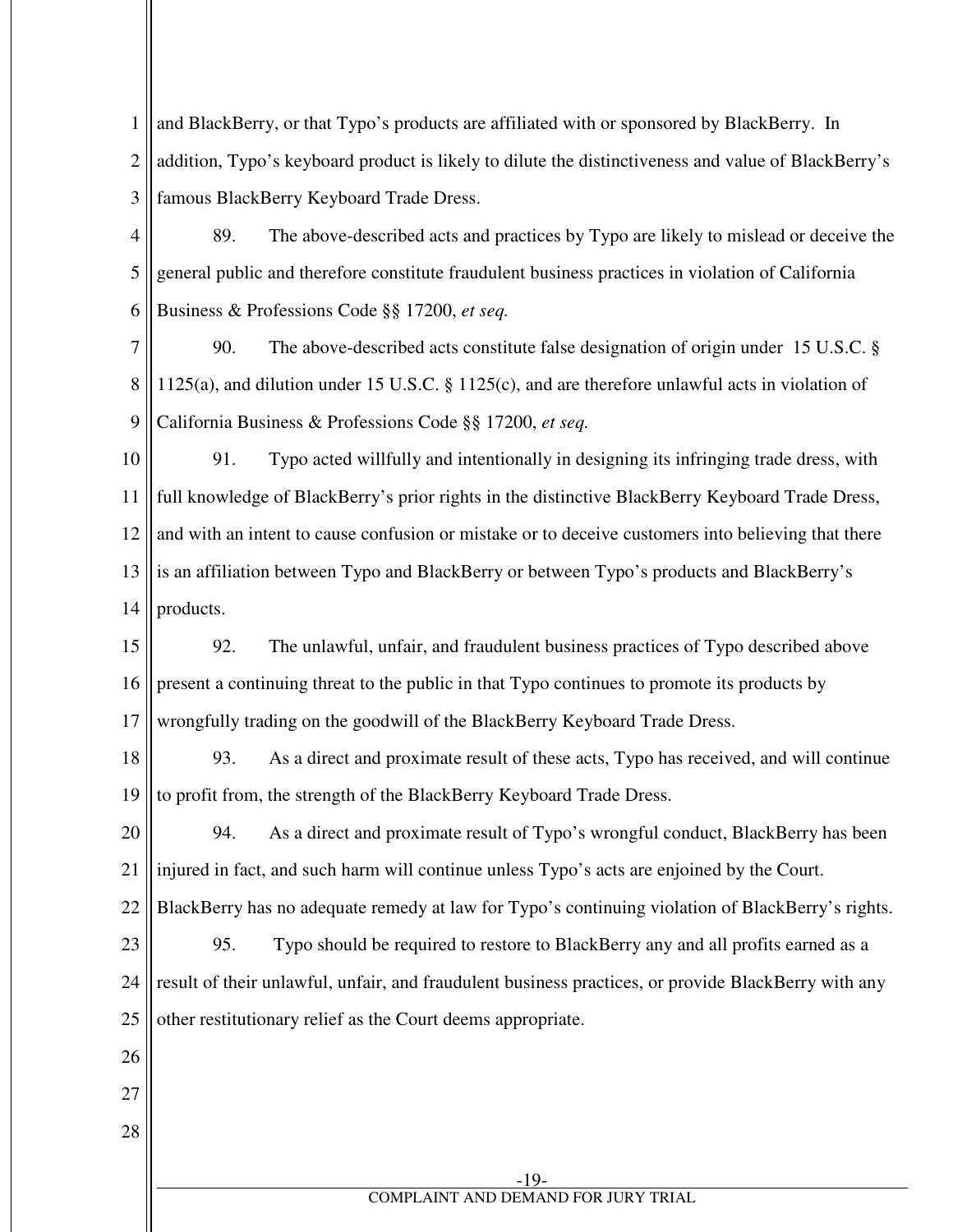and BlackBerry, or that Typo's products are affiliated with or sponsored by BlackBerry. In addition, Typo's keyboard product is likely to dilute the distinctiveness and value of BlackBerry's famous BlackBerry Keyboard Trade Dress.

89. The above-described acts and practices by Typo are likely to mislead or deceive the general public and therefore constitute fraudulent business practices in violation of California Business & Professions Code §§ 17200, *et seq.*

90. The above-described acts constitute false designation of origin under 15 U.S.C. § 1125(a), and dilution under 15 U.S.C. § 1125(c), and are therefore unlawful acts in violation of California Business & Professions Code §§ 17200, *et seq.*

91. Typo acted willfully and intentionally in designing its infringing trade dress, with full knowledge of BlackBerry's prior rights in the distinctive BlackBerry Keyboard Trade Dress, and with an intent to cause confusion or mistake or to deceive customers into believing that there is an affiliation between Typo and BlackBerry or between Typo's products and BlackBerry's products.

92. The unlawful, unfair, and fraudulent business practices of Typo described above present a continuing threat to the public in that Typo continues to promote its products by wrongfully trading on the goodwill of the BlackBerry Keyboard Trade Dress.

93. As a direct and proximate result of these acts, Typo has received, and will continue to profit from, the strength of the BlackBerry Keyboard Trade Dress.

94. As a direct and proximate result of Typo's wrongful conduct, BlackBerry has been injured in fact, and such harm will continue unless Typo's acts are enjoined by the Court. BlackBerry has no adequate remedy at law for Typo's continuing violation of BlackBerry's rights.

95. Typo should be required to restore to BlackBerry any and all profits earned as a result of their unlawful, unfair, and fraudulent business practices, or provide BlackBerry with any other restitutionary relief as the Court deems appropriate.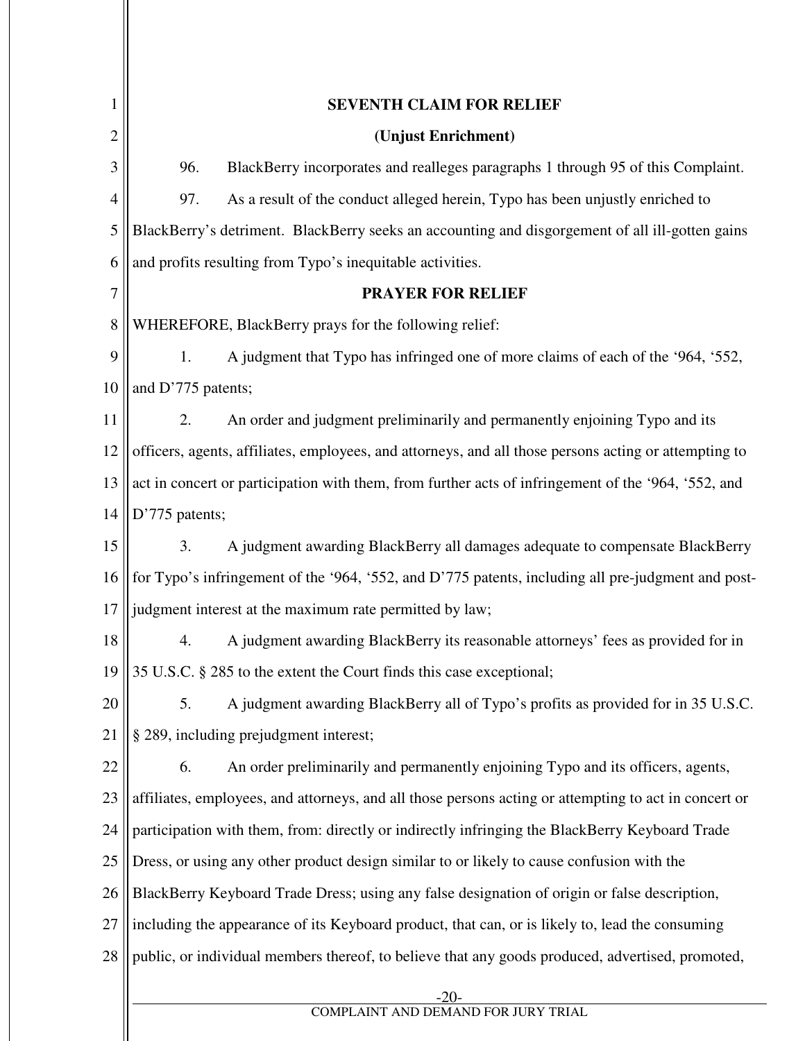## SEVENTH CLAIM FOR RELIEF

## (Unjust Enrichment)

96. BlackBerry incorporates and realleges paragraphs 1 through 95 of this Complaint.

97. As a result of the conduct alleged herein, Typo has been unjustly enriched to BlackBerry's detriment. BlackBerry seeks an accounting and disgorgement of all ill-gotten gains and profits resulting from Typo's inequitable activities.

## PRAYER FOR RELIEF

WHEREFORE, BlackBerry prays for the following relief:

1. A judgment that Typo has infringed one of more claims of each of the '964, '552, and D'775 patents;

2. An order and judgment preliminarily and permanently enjoining Typo and its officers, agents, affiliates, employees, and attorneys, and all those persons acting or attempting to act in concert or participation with them, from further acts of infringement of the '964, '552, and D'775 patents;

3. A judgment awarding BlackBerry all damages adequate to compensate BlackBerry for Typo's infringement of the '964, '552, and D'775 patents, including all pre-judgment and post-judgment interest at the maximum rate permitted by law;

4. A judgment awarding BlackBerry its reasonable attorneys' fees as provided for in 35 U.S.C. § 285 to the extent the Court finds this case exceptional;

5. A judgment awarding BlackBerry all of Typo's profits as provided for in 35 U.S.C. § 289, including prejudgment interest;

6. An order preliminarily and permanently enjoining Typo and its officers, agents, affiliates, employees, and attorneys, and all those persons acting or attempting to act in concert or participation with them, from: directly or indirectly infringing the BlackBerry Keyboard Trade Dress, or using any other product design similar to or likely to cause confusion with the BlackBerry Keyboard Trade Dress; using any false designation of origin or false description, including the appearance of its Keyboard product, that can, or is likely to, lead the consuming public, or individual members thereof, to believe that any goods produced, advertised, promoted,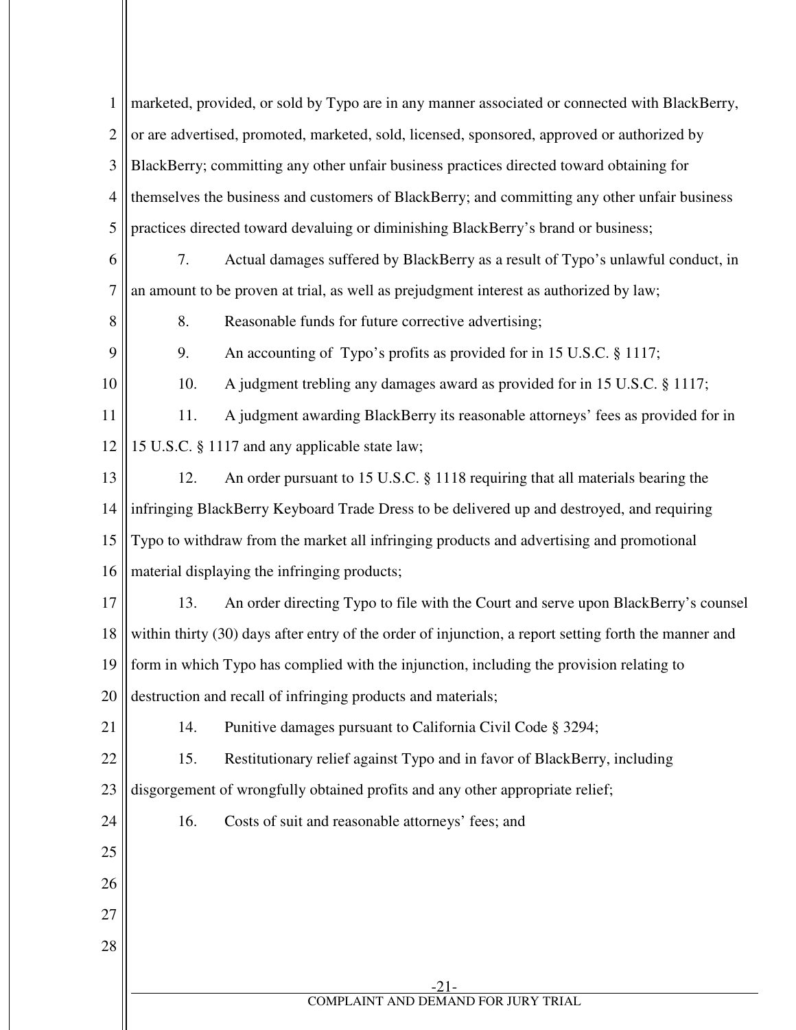marketed, provided, or sold by Typo are in any manner associated or connected with BlackBerry, or are advertised, promoted, marketed, sold, licensed, sponsored, approved or authorized by BlackBerry; committing any other unfair business practices directed toward obtaining for themselves the business and customers of BlackBerry; and committing any other unfair business practices directed toward devaluing or diminishing BlackBerry's brand or business;

7. Actual damages suffered by BlackBerry as a result of Typo's unlawful conduct, in an amount to be proven at trial, as well as prejudgment interest as authorized by law;

8. Reasonable funds for future corrective advertising;

9. An accounting of Typo's profits as provided for in 15 U.S.C. § 1117;

10. A judgment trebling any damages award as provided for in 15 U.S.C. § 1117;

11. A judgment awarding BlackBerry its reasonable attorneys' fees as provided for in 15 U.S.C. § 1117 and any applicable state law;

12. An order pursuant to 15 U.S.C. § 1118 requiring that all materials bearing the infringing BlackBerry Keyboard Trade Dress to be delivered up and destroyed, and requiring Typo to withdraw from the market all infringing products and advertising and promotional material displaying the infringing products;

13. An order directing Typo to file with the Court and serve upon BlackBerry's counsel within thirty (30) days after entry of the order of injunction, a report setting forth the manner and form in which Typo has complied with the injunction, including the provision relating to destruction and recall of infringing products and materials;

14. Punitive damages pursuant to California Civil Code § 3294;

15. Restitutionary relief against Typo and in favor of BlackBerry, including disgorgement of wrongfully obtained profits and any other appropriate relief;

16. Costs of suit and reasonable attorneys' fees; and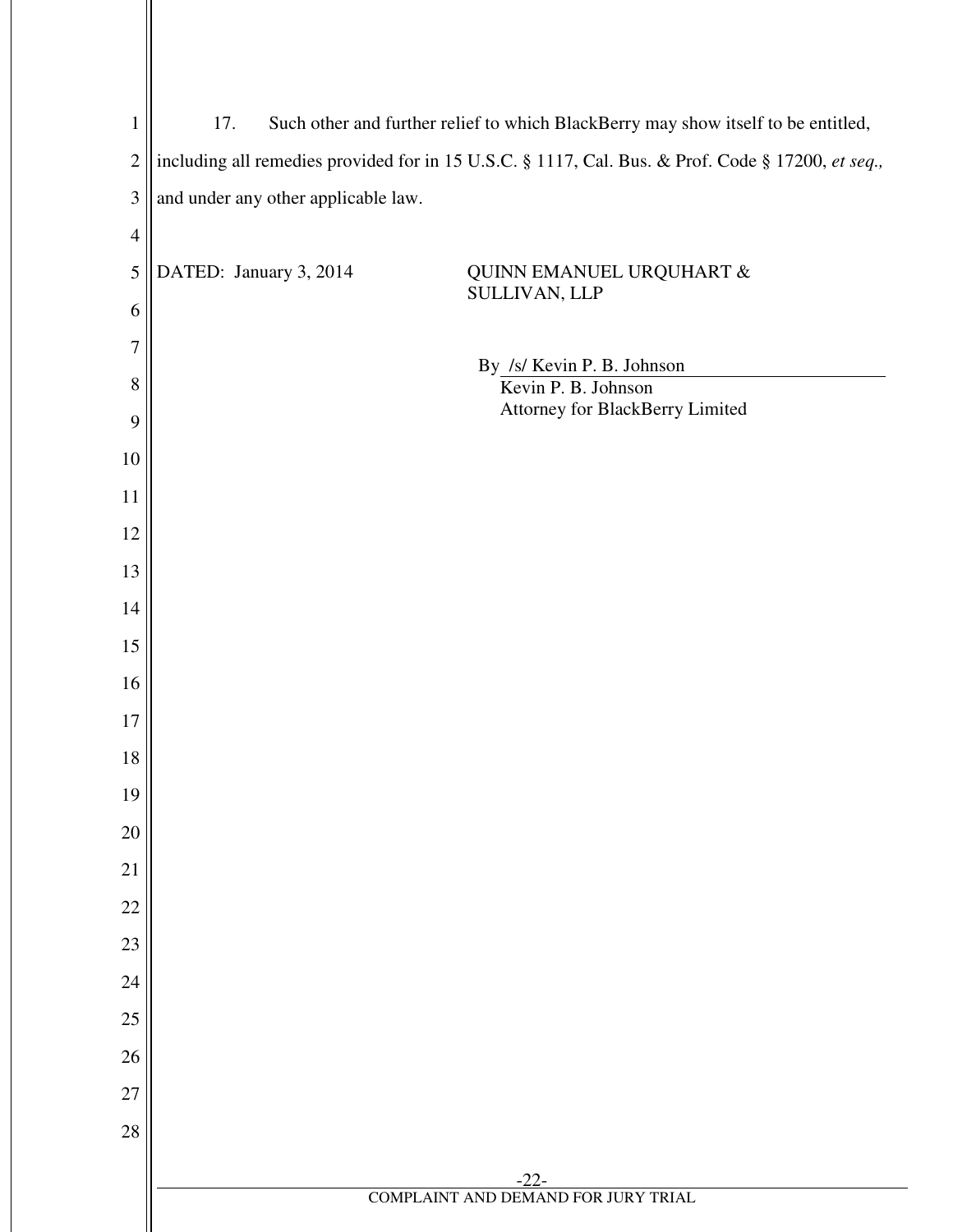17. Such other and further relief to which BlackBerry may show itself to be entitled, including all remedies provided for in 15 U.S.C. § 1117, Cal. Bus. & Prof. Code § 17200, *et seq.,* and under any other applicable law.

DATED: January 3, 2014

QUINN EMANUEL URQUHART & SULLIVAN, LLP

By /s/ Kevin P. B. Johnson
Kevin P. B. Johnson
Attorney for BlackBerry Limited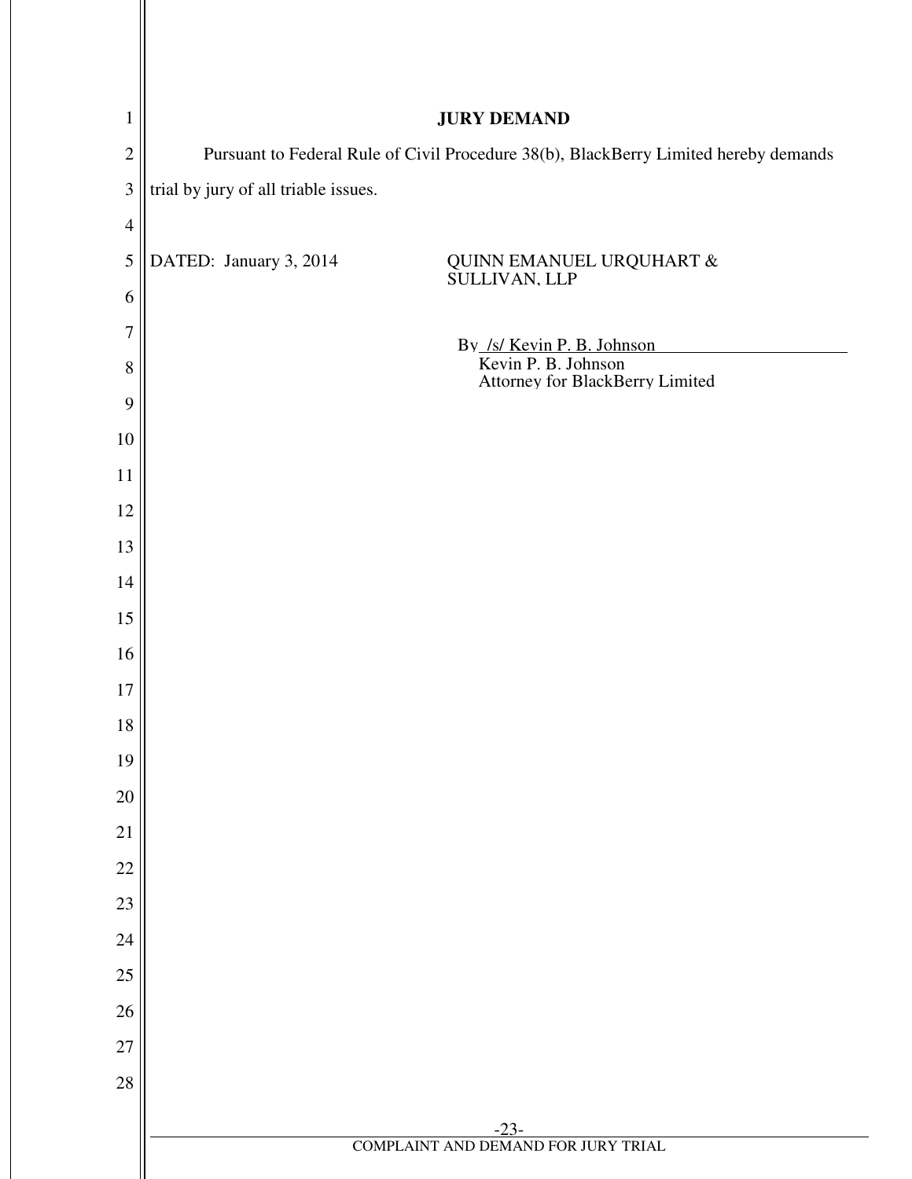## JURY DEMAND

Pursuant to Federal Rule of Civil Procedure 38(b), BlackBerry Limited hereby demands trial by jury of all triable issues.

DATED: January 3, 2014

QUINN EMANUEL URQUHART & SULLIVAN, LLP

By /s/ Kevin P. B. Johnson
Kevin P. B. Johnson
Attorney for BlackBerry Limited